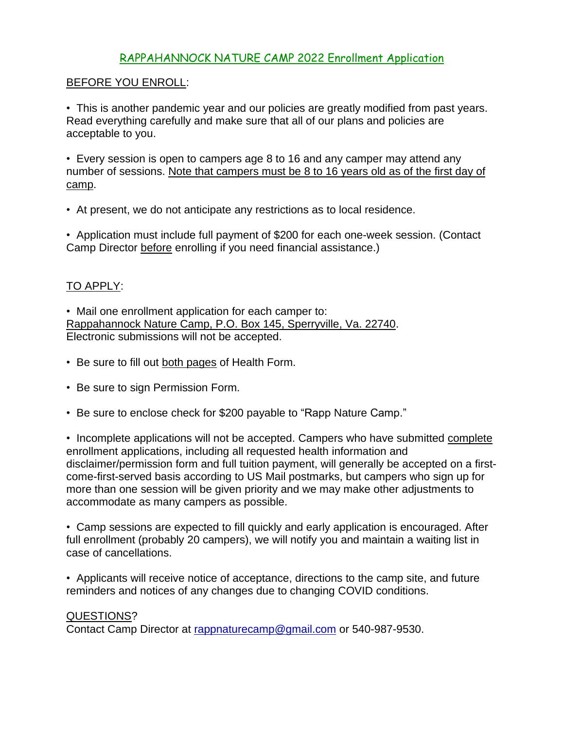# RAPPAHANNOCK NATURE CAMP 2022 Enrollment Application

## BEFORE YOU ENROLL:

• This is another pandemic year and our policies are greatly modified from past years. Read everything carefully and make sure that all of our plans and policies are acceptable to you.

• Every session is open to campers age 8 to 16 and any camper may attend any number of sessions. Note that campers must be 8 to 16 years old as of the first day of camp.

• At present, we do not anticipate any restrictions as to local residence.

• Application must include full payment of $200 for each one-week session. (Contact Camp Director before enrolling if you need financial assistance.)

## TO APPLY:

• Mail one enrollment application for each camper to:
Rappahannock Nature Camp, P.O. Box 145, Sperryville, Va. 22740.
Electronic submissions will not be accepted.

• Be sure to fill out both pages of Health Form.

• Be sure to sign Permission Form.

• Be sure to enclose check for $200 payable to "Rapp Nature Camp."

• Incomplete applications will not be accepted. Campers who have submitted complete enrollment applications, including all requested health information and disclaimer/permission form and full tuition payment, will generally be accepted on a first-come-first-served basis according to US Mail postmarks, but campers who sign up for more than one session will be given priority and we may make other adjustments to accommodate as many campers as possible.

• Camp sessions are expected to fill quickly and early application is encouraged. After full enrollment (probably 20 campers), we will notify you and maintain a waiting list in case of cancellations.

• Applicants will receive notice of acceptance, directions to the camp site, and future reminders and notices of any changes due to changing COVID conditions.

## QUESTIONS?

Contact Camp Director at rappnaturecamp@gmail.com or 540-987-9530.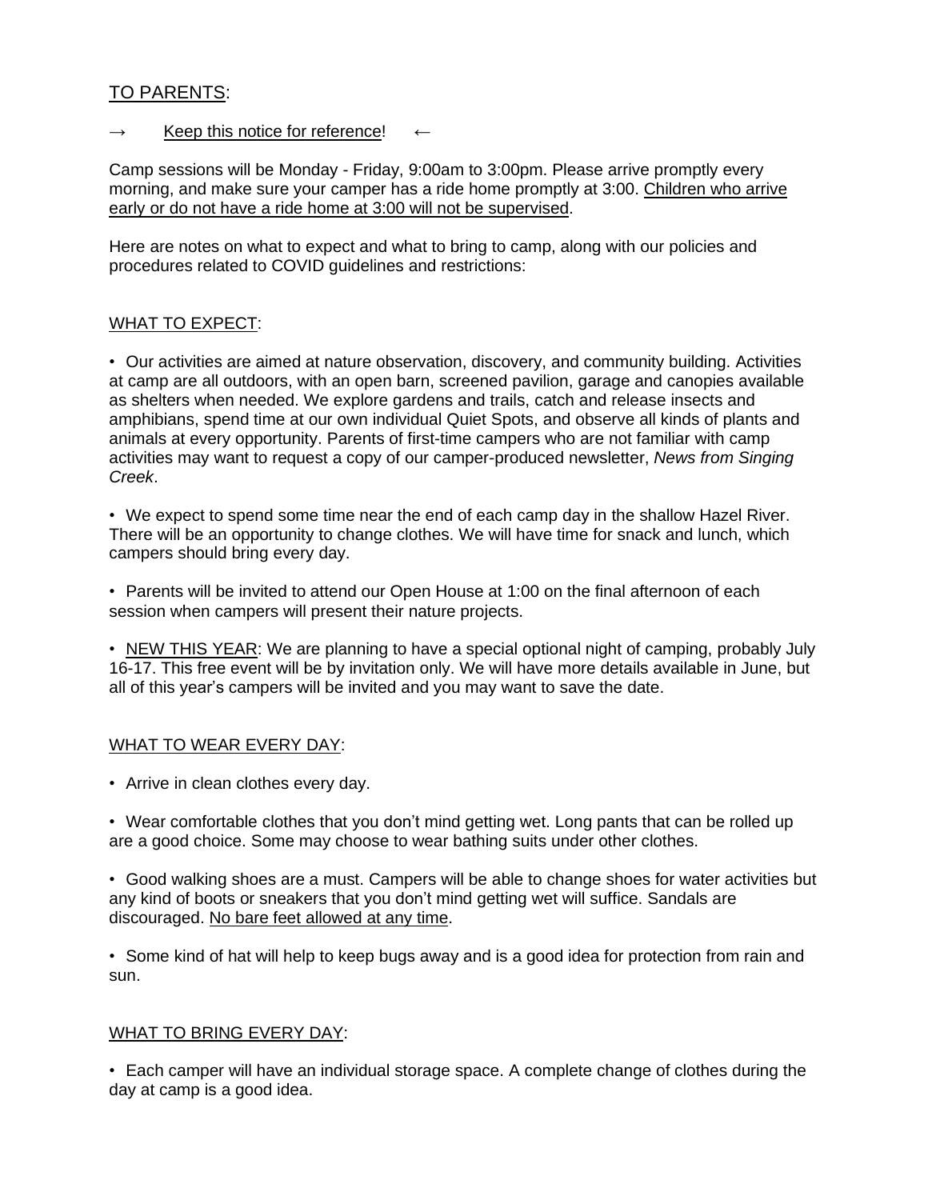TO PARENTS:

→ Keep this notice for reference! ←

Camp sessions will be Monday - Friday, 9:00am to 3:00pm. Please arrive promptly every morning, and make sure your camper has a ride home promptly at 3:00. Children who arrive early or do not have a ride home at 3:00 will not be supervised.

Here are notes on what to expect and what to bring to camp, along with our policies and procedures related to COVID guidelines and restrictions:

WHAT TO EXPECT:

• Our activities are aimed at nature observation, discovery, and community building. Activities at camp are all outdoors, with an open barn, screened pavilion, garage and canopies available as shelters when needed. We explore gardens and trails, catch and release insects and amphibians, spend time at our own individual Quiet Spots, and observe all kinds of plants and animals at every opportunity. Parents of first-time campers who are not familiar with camp activities may want to request a copy of our camper-produced newsletter, *News from Singing Creek*.

• We expect to spend some time near the end of each camp day in the shallow Hazel River. There will be an opportunity to change clothes. We will have time for snack and lunch, which campers should bring every day.

• Parents will be invited to attend our Open House at 1:00 on the final afternoon of each session when campers will present their nature projects.

• NEW THIS YEAR: We are planning to have a special optional night of camping, probably July 16-17. This free event will be by invitation only. We will have more details available in June, but all of this year's campers will be invited and you may want to save the date.

WHAT TO WEAR EVERY DAY:

• Arrive in clean clothes every day.

• Wear comfortable clothes that you don't mind getting wet. Long pants that can be rolled up are a good choice. Some may choose to wear bathing suits under other clothes.

• Good walking shoes are a must. Campers will be able to change shoes for water activities but any kind of boots or sneakers that you don't mind getting wet will suffice. Sandals are discouraged. No bare feet allowed at any time.

• Some kind of hat will help to keep bugs away and is a good idea for protection from rain and sun.

WHAT TO BRING EVERY DAY:

• Each camper will have an individual storage space. A complete change of clothes during the day at camp is a good idea.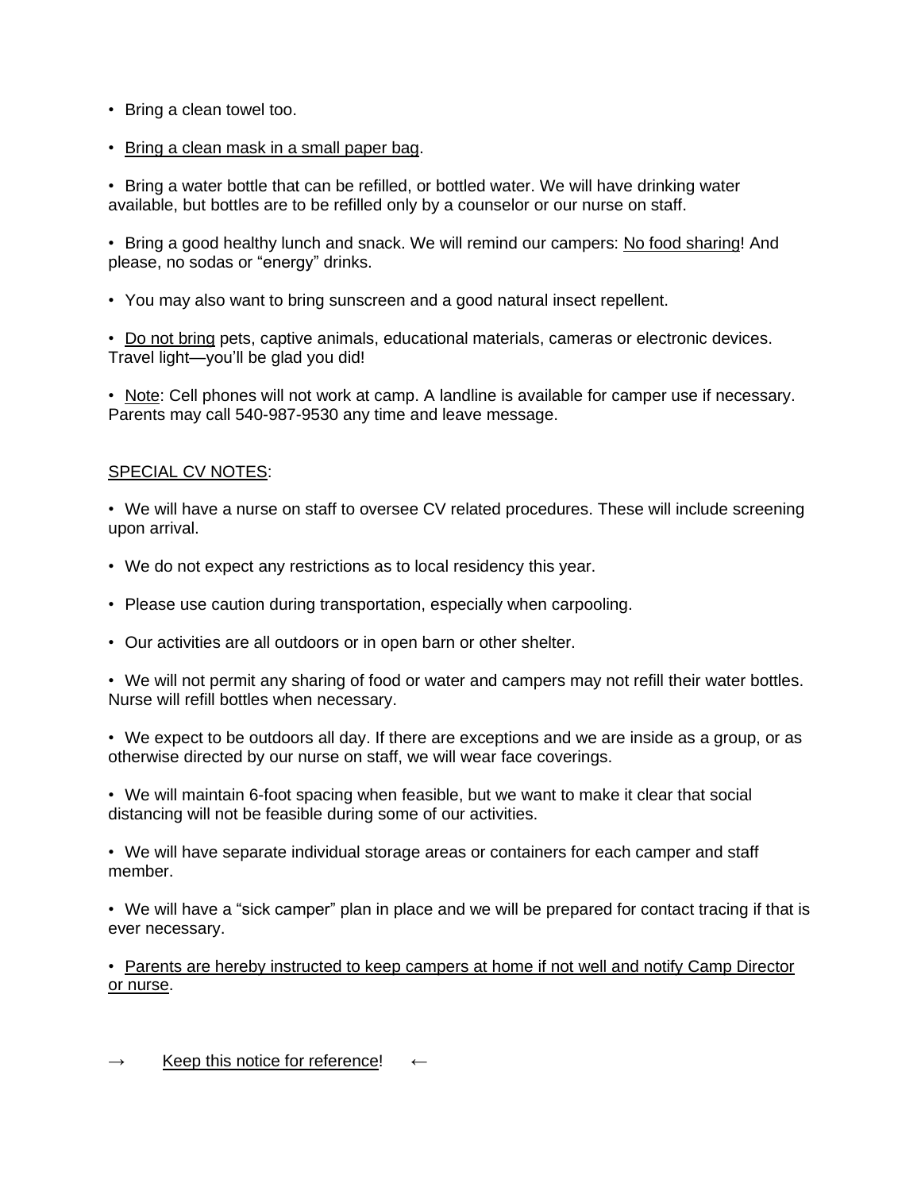- Bring a clean towel too.

- <u>Bring a clean mask in a small paper bag</u>.

- Bring a water bottle that can be refilled, or bottled water. We will have drinking water available, but bottles are to be refilled only by a counselor or our nurse on staff.

- Bring a good healthy lunch and snack. We will remind our campers: <u>No food sharing</u>! And please, no sodas or “energy” drinks.

- You may also want to bring sunscreen and a good natural insect repellent.

- <u>Do not bring</u> pets, captive animals, educational materials, cameras or electronic devices. Travel light—you’ll be glad you did!

- <u>Note</u>: Cell phones will not work at camp. A landline is available for camper use if necessary. Parents may call 540-987-9530 any time and leave message.

<u>SPECIAL CV NOTES</u>:

- We will have a nurse on staff to oversee CV related procedures. These will include screening upon arrival.

- We do not expect any restrictions as to local residency this year.

- Please use caution during transportation, especially when carpooling.

- Our activities are all outdoors or in open barn or other shelter.

- We will not permit any sharing of food or water and campers may not refill their water bottles. Nurse will refill bottles when necessary.

- We expect to be outdoors all day. If there are exceptions and we are inside as a group, or as otherwise directed by our nurse on staff, we will wear face coverings.

- We will maintain 6-foot spacing when feasible, but we want to make it clear that social distancing will not be feasible during some of our activities.

- We will have separate individual storage areas or containers for each camper and staff member.

- We will have a “sick camper” plan in place and we will be prepared for contact tracing if that is ever necessary.

- <u>Parents are hereby instructed to keep campers at home if not well and notify Camp Director or nurse</u>.

→ <u>Keep this notice for reference</u>! ←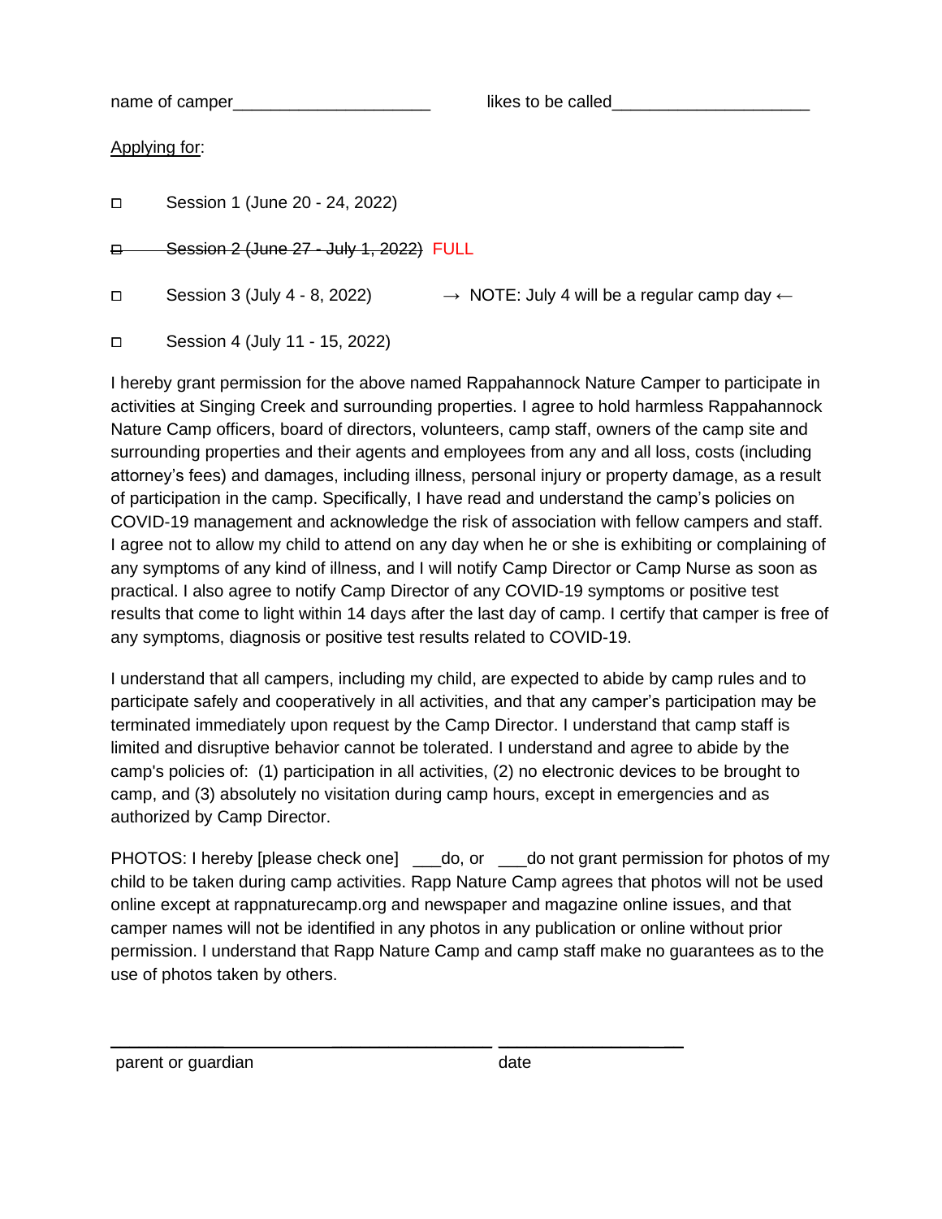name of camper_____________________ likes to be called_____________________

Applying for:

- ☐ Session 1 (June 20 - 24, 2022)
- ~~☐ Session 2 (June 27 - July 1, 2022)~~ FULL
- ☐ Session 3 (July 4 - 8, 2022) → NOTE: July 4 will be a regular camp day ←
- ☐ Session 4 (July 11 - 15, 2022)

I hereby grant permission for the above named Rappahannock Nature Camper to participate in activities at Singing Creek and surrounding properties. I agree to hold harmless Rappahannock Nature Camp officers, board of directors, volunteers, camp staff, owners of the camp site and surrounding properties and their agents and employees from any and all loss, costs (including attorney's fees) and damages, including illness, personal injury or property damage, as a result of participation in the camp. Specifically, I have read and understand the camp's policies on COVID-19 management and acknowledge the risk of association with fellow campers and staff. I agree not to allow my child to attend on any day when he or she is exhibiting or complaining of any symptoms of any kind of illness, and I will notify Camp Director or Camp Nurse as soon as practical. I also agree to notify Camp Director of any COVID-19 symptoms or positive test results that come to light within 14 days after the last day of camp. I certify that camper is free of any symptoms, diagnosis or positive test results related to COVID-19.

I understand that all campers, including my child, are expected to abide by camp rules and to participate safely and cooperatively in all activities, and that any camper's participation may be terminated immediately upon request by the Camp Director. I understand that camp staff is limited and disruptive behavior cannot be tolerated. I understand and agree to abide by the camp's policies of: (1) participation in all activities, (2) no electronic devices to be brought to camp, and (3) absolutely no visitation during camp hours, except in emergencies and as authorized by Camp Director.

PHOTOS: I hereby [please check one] ___do, or ___do not grant permission for photos of my child to be taken during camp activities. Rapp Nature Camp agrees that photos will not be used online except at rappnaturecamp.org and newspaper and magazine online issues, and that camper names will not be identified in any photos in any publication or online without prior permission. I understand that Rapp Nature Camp and camp staff make no guarantees as to the use of photos taken by others.

______________________________________ ____________________

parent or guardian date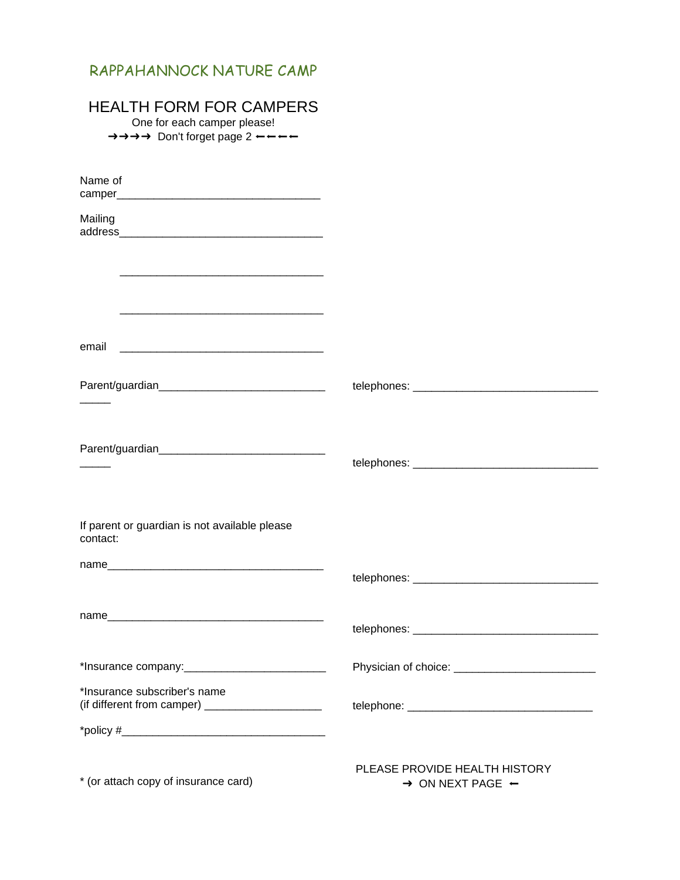## RAPPAHANNOCK NATURE CAMP

# HEALTH FORM FOR CAMPERS

One for each camper please!

→→→→ Don't forget page 2 ←←←←

Name of camper_________________________________

Mailing address_________________________________

_________________________________

_________________________________

email _________________________________

Parent/guardian_____________________________ telephones: ______________________________

Parent/guardian_____________________________ telephones: ______________________________

If parent or guardian is not available please contact:

name____________________________________ telephones: ______________________________

name____________________________________ telephones: ______________________________

*Insurance company:________________________ Physician of choice: _______________________

*Insurance subscriber's name
(if different from camper) ___________________ telephone: ______________________________

*policy #_________________________________

* (or attach copy of insurance card)

PLEASE PROVIDE HEALTH HISTORY
→ ON NEXT PAGE ←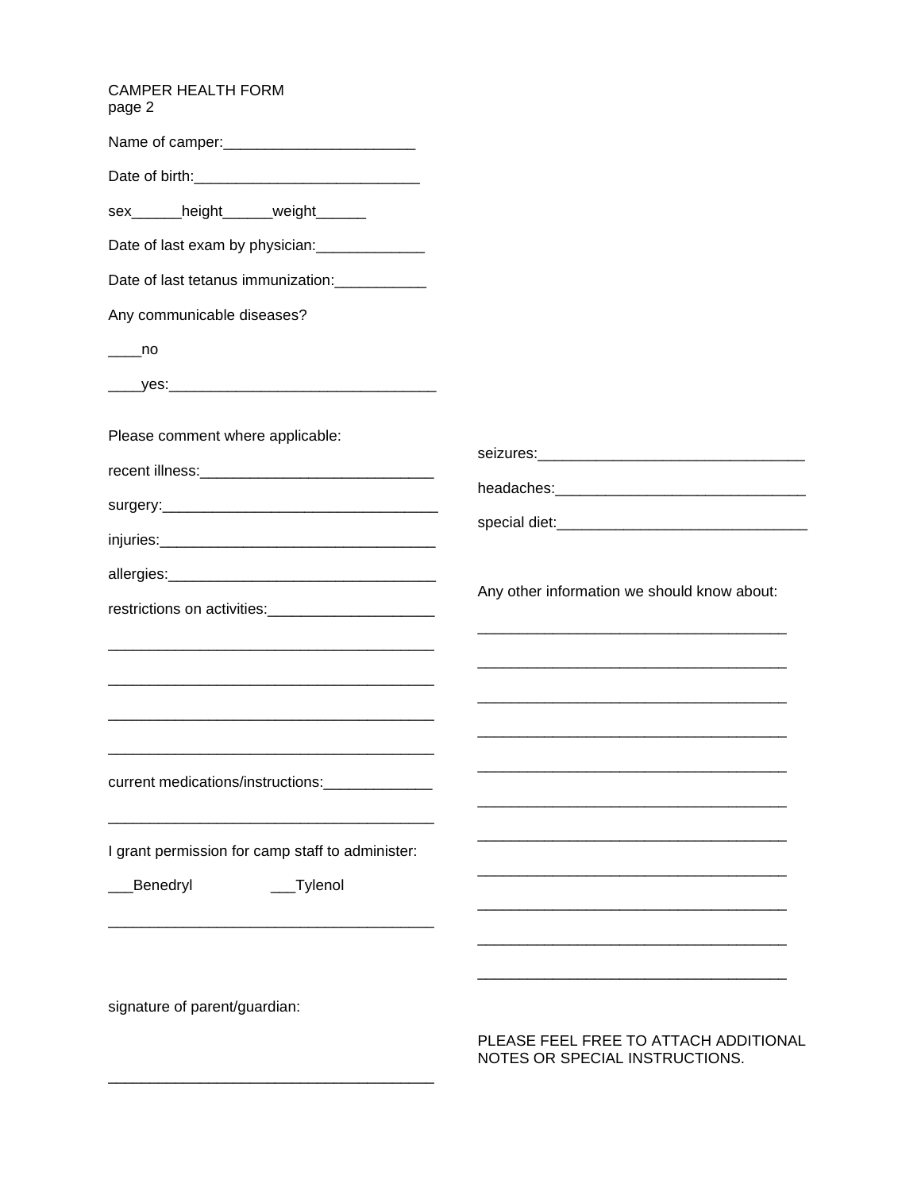CAMPER HEALTH FORM
page 2

Name of camper:_______________________

Date of birth:___________________________

sex______height______weight______

Date of last exam by physician:_____________

Date of last tetanus immunization:___________

Any communicable diseases?

____no

____yes:________________________________

Please comment where applicable:

recent illness:____________________________

surgery:_________________________________

injuries:_________________________________

allergies:________________________________

restrictions on activities:____________________

_______________________________________

_______________________________________

_______________________________________

_______________________________________

current medications/instructions:_____________

_______________________________________

I grant permission for camp staff to administer:

___Benedryl ___Tylenol

_______________________________________

signature of parent/guardian:

_______________________________________

seizures:________________________________

headaches:______________________________

special diet:______________________________

Any other information we should know about:

_____________________________________

_____________________________________

_____________________________________

_____________________________________

_____________________________________

_____________________________________

_____________________________________

_____________________________________

_____________________________________

_____________________________________

_____________________________________

PLEASE FEEL FREE TO ATTACH ADDITIONAL NOTES OR SPECIAL INSTRUCTIONS.